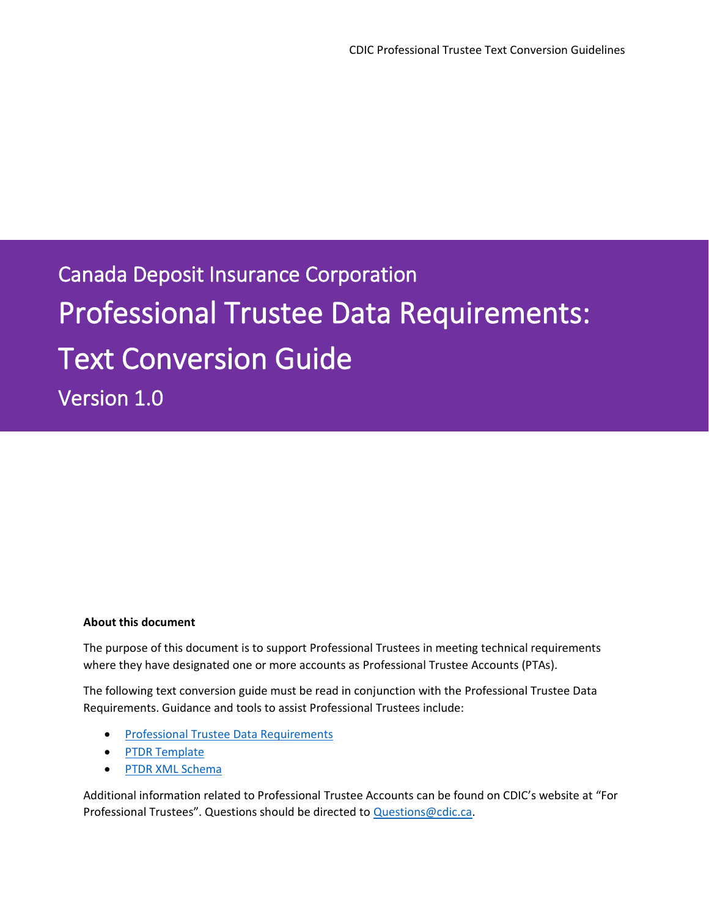Canada Deposit Insurance Corporation

# Professional Trustee Data Requirements: Text Conversion Guide

## Version 1.0

**About this document**

The purpose of this document is to support Professional Trustees in meeting technical requirements where they have designated one or more accounts as Professional Trustee Accounts (PTAs).

The following text conversion guide must be read in conjunction with the Professional Trustee Data Requirements. Guidance and tools to assist Professional Trustees include:

- Professional Trustee Data Requirements
- PTDR Template
- PTDR XML Schema

Additional information related to Professional Trustee Accounts can be found on CDIC's website at "For Professional Trustees". Questions should be directed to Questions@cdic.ca.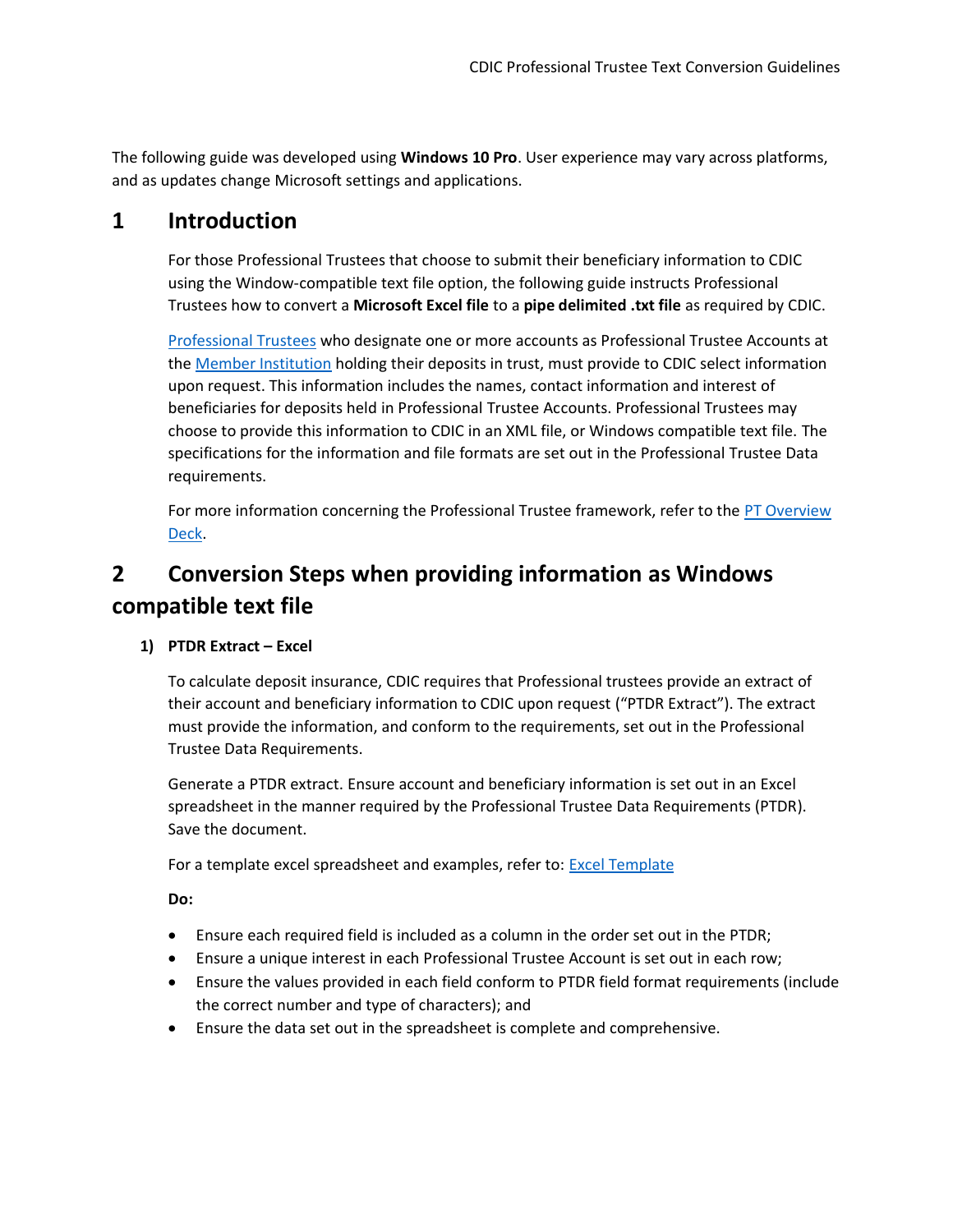The following guide was developed using **Windows 10 Pro**. User experience may vary across platforms, and as updates change Microsoft settings and applications.

# 1 Introduction

For those Professional Trustees that choose to submit their beneficiary information to CDIC using the Window-compatible text file option, the following guide instructs Professional Trustees how to convert a **Microsoft Excel file** to a **pipe delimited .txt file** as required by CDIC.

Professional Trustees who designate one or more accounts as Professional Trustee Accounts at the Member Institution holding their deposits in trust, must provide to CDIC select information upon request. This information includes the names, contact information and interest of beneficiaries for deposits held in Professional Trustee Accounts. Professional Trustees may choose to provide this information to CDIC in an XML file, or Windows compatible text file. The specifications for the information and file formats are set out in the Professional Trustee Data requirements.

For more information concerning the Professional Trustee framework, refer to the PT Overview Deck.

# 2 Conversion Steps when providing information as Windows compatible text file

### 1) PTDR Extract – Excel

To calculate deposit insurance, CDIC requires that Professional trustees provide an extract of their account and beneficiary information to CDIC upon request ("PTDR Extract"). The extract must provide the information, and conform to the requirements, set out in the Professional Trustee Data Requirements.

Generate a PTDR extract. Ensure account and beneficiary information is set out in an Excel spreadsheet in the manner required by the Professional Trustee Data Requirements (PTDR). Save the document.

For a template excel spreadsheet and examples, refer to: Excel Template

**Do:**

- Ensure each required field is included as a column in the order set out in the PTDR;
- Ensure a unique interest in each Professional Trustee Account is set out in each row;
- Ensure the values provided in each field conform to PTDR field format requirements (include the correct number and type of characters); and
- Ensure the data set out in the spreadsheet is complete and comprehensive.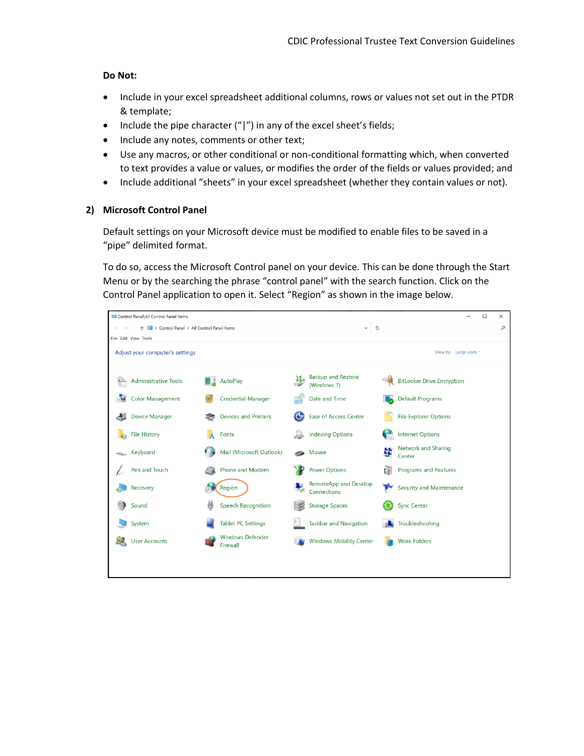**Do Not:**

- Include in your excel spreadsheet additional columns, rows or values not set out in the PTDR & template;
- Include the pipe character (“|”) in any of the excel sheet’s fields;
- Include any notes, comments or other text;
- Use any macros, or other conditional or non-conditional formatting which, when converted to text provides a value or values, or modifies the order of the fields or values provided; and
- Include additional “sheets” in your excel spreadsheet (whether they contain values or not).

## 2) Microsoft Control Panel

Default settings on your Microsoft device must be modified to enable files to be saved in a “pipe” delimited format.

To do so, access the Microsoft Control panel on your device. This can be done through the Start Menu or by the searching the phrase “control panel” with the search function. Click on the Control Panel application to open it. Select “Region” as shown in the image below.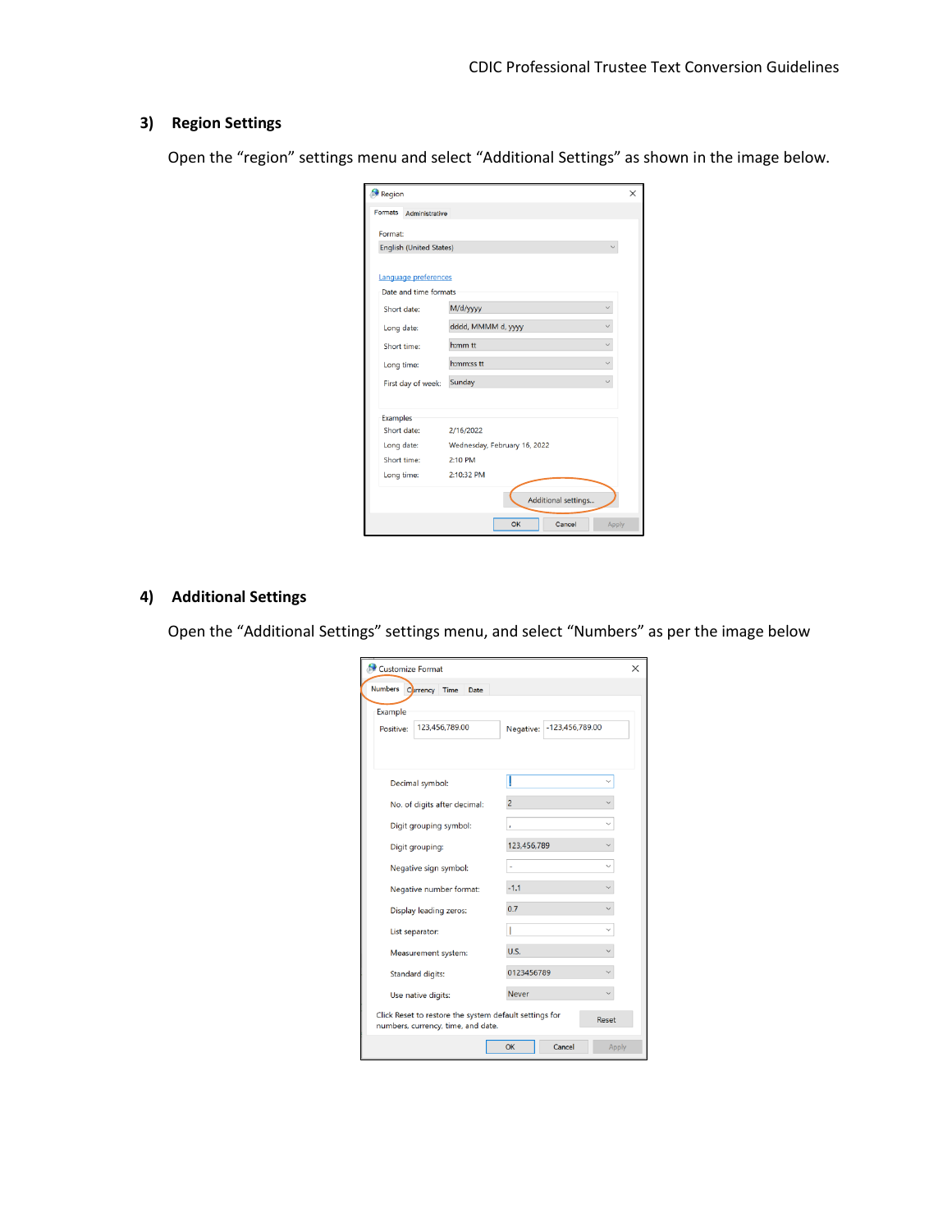## 3) Region Settings

Open the "region" settings menu and select "Additional Settings" as shown in the image below.

## 4) Additional Settings

Open the "Additional Settings" settings menu, and select "Numbers" as per the image below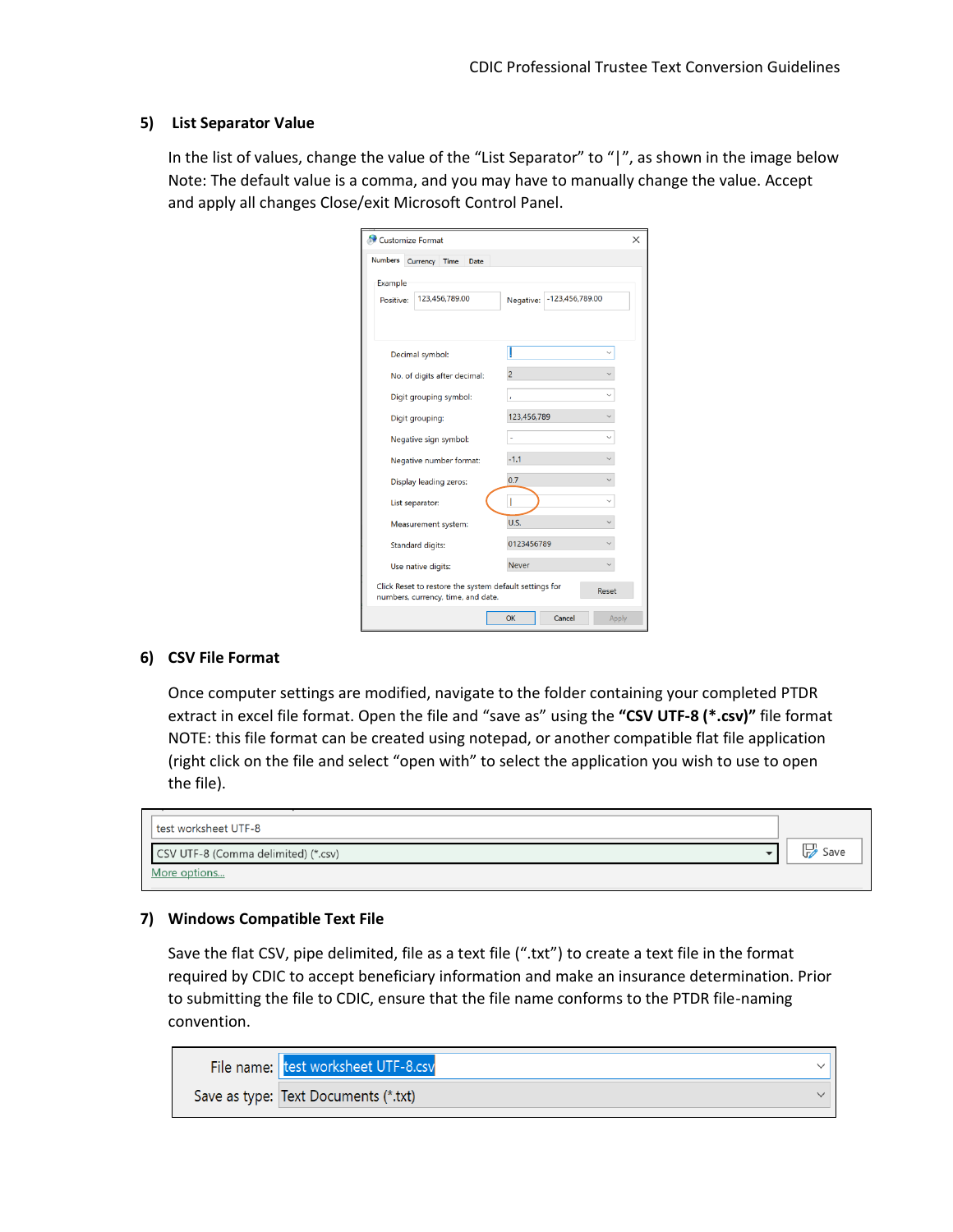## 5) List Separator Value

In the list of values, change the value of the "List Separator" to "|", as shown in the image below Note: The default value is a comma, and you may have to manually change the value. Accept and apply all changes Close/exit Microsoft Control Panel.

## 6) CSV File Format

Once computer settings are modified, navigate to the folder containing your completed PTDR extract in excel file format. Open the file and "save as" using the **"CSV UTF-8 (*.csv)"** file format NOTE: this file format can be created using notepad, or another compatible flat file application (right click on the file and select "open with" to select the application you wish to use to open the file).

## 7) Windows Compatible Text File

Save the flat CSV, pipe delimited, file as a text file (".txt") to create a text file in the format required by CDIC to accept beneficiary information and make an insurance determination. Prior to submitting the file to CDIC, ensure that the file name conforms to the PTDR file-naming convention.